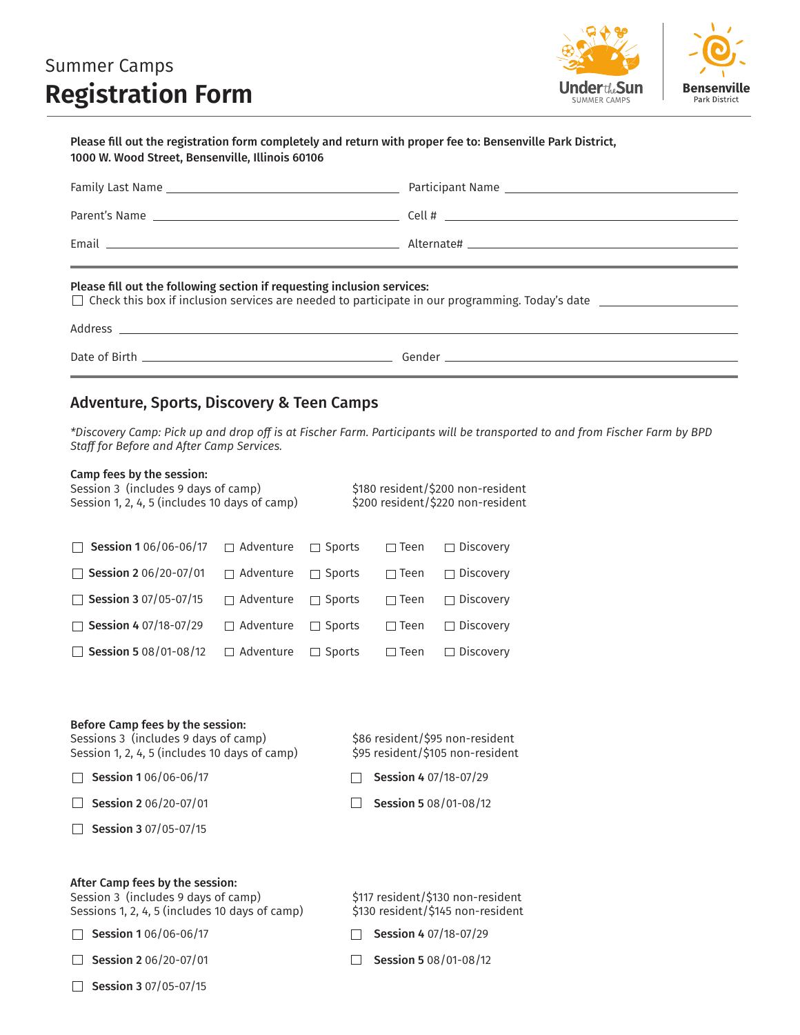Summer Camps

# Registration Form

Under the Sun SUMMER CAMPS | Bensenville Park District

**Please fill out the registration form completely and return with proper fee to: Bensenville Park District, 1000 W. Wood Street, Bensenville, Illinois 60106**

Family Last Name ______________________ Participant Name ______________________

Parent's Name ______________________ Cell # ______________________

Email ______________________ Alternate# ______________________

---

**Please fill out the following section if requesting inclusion services:**

☐ Check this box if inclusion services are needed to participate in our programming. Today's date ______________

Address ______________________________________________

Date of Birth ______________________ Gender ______________________

---

## Adventure, Sports, Discovery & Teen Camps

*\*Discovery Camp: Pick up and drop off is at Fischer Farm. Participants will be transported to and from Fischer Farm by BPD Staff for Before and After Camp Services.*

**Camp fees by the session:**

| | |
|---|---|
| Session 3 (includes 9 days of camp) | $180 resident/$200 non-resident |
| Session 1, 2, 4, 5 (includes 10 days of camp) | $200 resident/$220 non-resident |

| | | | | |
|---|---|---|---|---|
| ☐ **Session 1** 06/06-06/17 | ☐ Adventure | ☐ Sports | ☐ Teen | ☐ Discovery |
| ☐ **Session 2** 06/20-07/01 | ☐ Adventure | ☐ Sports | ☐ Teen | ☐ Discovery |
| ☐ **Session 3** 07/05-07/15 | ☐ Adventure | ☐ Sports | ☐ Teen | ☐ Discovery |
| ☐ **Session 4** 07/18-07/29 | ☐ Adventure | ☐ Sports | ☐ Teen | ☐ Discovery |
| ☐ **Session 5** 08/01-08/12 | ☐ Adventure | ☐ Sports | ☐ Teen | ☐ Discovery |

**Before Camp fees by the session:**

| | |
|---|---|
| Sessions 3 (includes 9 days of camp) | $86 resident/$95 non-resident |
| Session 1, 2, 4, 5 (includes 10 days of camp) | $95 resident/$105 non-resident |

☐ **Session 1** 06/06-06/17

☐ **Session 2** 06/20-07/01

☐ **Session 3** 07/05-07/15

☐ **Session 4** 07/18-07/29

☐ **Session 5** 08/01-08/12

**After Camp fees by the session:**

| | |
|---|---|
| Session 3 (includes 9 days of camp) | $117 resident/$130 non-resident |
| Sessions 1, 2, 4, 5 (includes 10 days of camp) | $130 resident/$145 non-resident |

☐ **Session 1** 06/06-06/17

☐ **Session 2** 06/20-07/01

☐ **Session 3** 07/05-07/15

☐ **Session 4** 07/18-07/29

☐ **Session 5** 08/01-08/12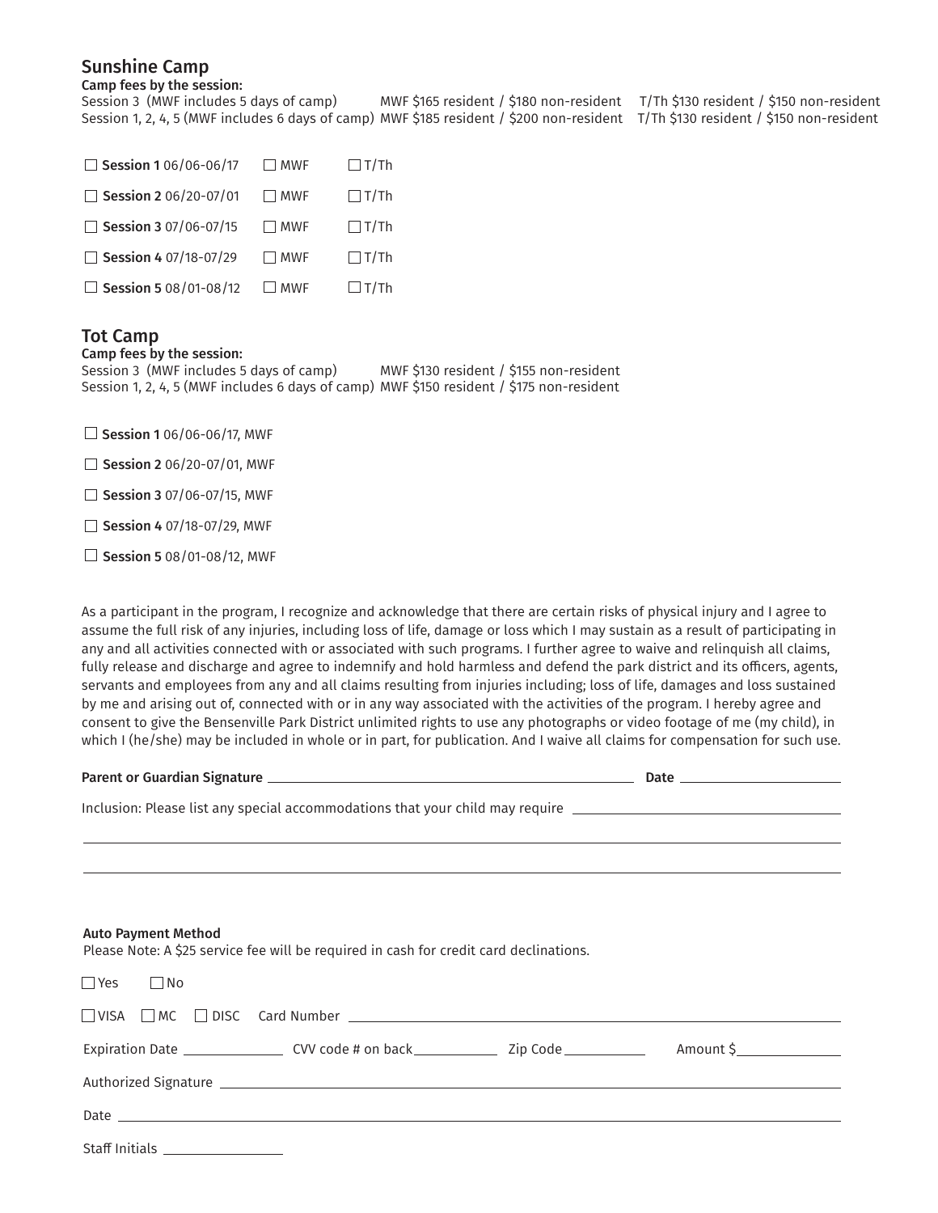## Sunshine Camp

**Camp fees by the session:**

| | | |
|---|---|---|
| Session 3 (MWF includes 5 days of camp) | MWF $165 resident / $180 non-resident | T/Th $130 resident / $150 non-resident |
| Session 1, 2, 4, 5 (MWF includes 6 days of camp) | MWF $185 resident / $200 non-resident | T/Th $130 resident / $150 non-resident |

☐ **Session 1** 06/06-06/17 ☐ MWF ☐ T/Th

☐ **Session 2** 06/20-07/01 ☐ MWF ☐ T/Th

☐ **Session 3** 07/06-07/15 ☐ MWF ☐ T/Th

☐ **Session 4** 07/18-07/29 ☐ MWF ☐ T/Th

☐ **Session 5** 08/01-08/12 ☐ MWF ☐ T/Th

## Tot Camp

**Camp fees by the session:**

| | |
|---|---|
| Session 3 (MWF includes 5 days of camp) | MWF $130 resident / $155 non-resident |
| Session 1, 2, 4, 5 (MWF includes 6 days of camp) | MWF $150 resident / $175 non-resident |

☐ **Session 1** 06/06-06/17, MWF

☐ **Session 2** 06/20-07/01, MWF

☐ **Session 3** 07/06-07/15, MWF

☐ **Session 4** 07/18-07/29, MWF

☐ **Session 5** 08/01-08/12, MWF

As a participant in the program, I recognize and acknowledge that there are certain risks of physical injury and I agree to assume the full risk of any injuries, including loss of life, damage or loss which I may sustain as a result of participating in any and all activities connected with or associated with such programs. I further agree to waive and relinquish all claims, fully release and discharge and agree to indemnify and hold harmless and defend the park district and its officers, agents, servants and employees from any and all claims resulting from injuries including; loss of life, damages and loss sustained by me and arising out of, connected with or in any way associated with the activities of the program. I hereby agree and consent to give the Bensenville Park District unlimited rights to use any photographs or video footage of me (my child), in which I (he/she) may be included in whole or in part, for publication. And I waive all claims for compensation for such use.

**Parent or Guardian Signature** ____________________ **Date** ____________

Inclusion: Please list any special accommodations that your child may require ____________________

______________________________________________

______________________________________________

**Auto Payment Method**

Please Note: A $25 service fee will be required in cash for credit card declinations.

☐ Yes ☐ No

☐ VISA ☐ MC ☐ DISC Card Number ____________________

Expiration Date ____________ CVV code # on back __________ Zip Code __________ Amount $____________

Authorized Signature ____________________

Date ____________________

Staff Initials ____________